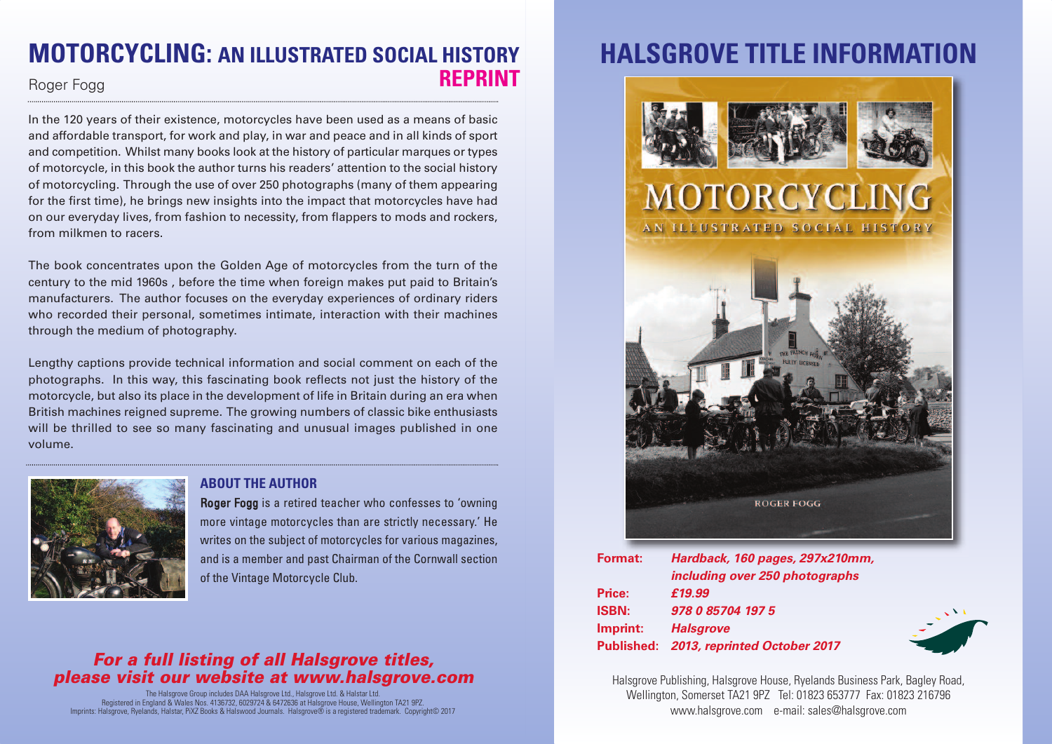# MOTORCYCLING: AN ILLUSTRATED SOCIAL HISTORY

**REPRINT**

Roger Fogg

In the 120 years of their existence, motorcycles have been used as a means of basic and affordable transport, for work and play, in war and peace and in all kinds of sport and competition. Whilst many books look at the history of particular marques or types of motorcycle, in this book the author turns his readers' attention to the social history of motorcycling. Through the use of over 250 photographs (many of them appearing for the first time), he brings new insights into the impact that motorcycles have had on our everyday lives, from fashion to necessity, from flappers to mods and rockers, from milkmen to racers.

The book concentrates upon the Golden Age of motorcycles from the turn of the century to the mid 1960s , before the time when foreign makes put paid to Britain's manufacturers. The author focuses on the everyday experiences of ordinary riders who recorded their personal, sometimes intimate, interaction with their machines through the medium of photography.

Lengthy captions provide technical information and social comment on each of the photographs. In this way, this fascinating book reflects not just the history of the motorcycle, but also its place in the development of life in Britain during an era when British machines reigned supreme. The growing numbers of classic bike enthusiasts will be thrilled to see so many fascinating and unusual images published in one volume.

### ABOUT THE AUTHOR

**Roger Fogg** is a retired teacher who confesses to 'owning more vintage motorcycles than are strictly necessary.' He writes on the subject of motorcycles for various magazines, and is a member and past Chairman of the Cornwall section of the Vintage Motorcycle Club.

***For a full listing of all Halsgrove titles, please visit our website at www.halsgrove.com***

The Halsgrove Group includes DAA Halsgrove Ltd., Halsgrove Ltd. & Halstar Ltd.
Registered in England & Wales Nos. 4136732, 6029724 & 6472636 at Halsgrove House, Wellington TA21 9PZ.
Imprints: Halsgrove, Ryelands, Halstar, PiXZ Books & Halswood Journals. Halsgrove® is a registered trademark. Copyright© 2017

# HALSGROVE TITLE INFORMATION

MOTORCYCLING
AN ILLUSTRATED SOCIAL HISTORY
ROGER FOGG

**Format:** ***Hardback, 160 pages, 297x210mm, including over 250 photographs***
**Price:** ***£19.99***
**ISBN:** ***978 0 85704 197 5***
**Imprint:** ***Halsgrove***
**Published:** ***2013, reprinted October 2017***

Halsgrove Publishing, Halsgrove House, Ryelands Business Park, Bagley Road, Wellington, Somerset TA21 9PZ Tel: 01823 653777 Fax: 01823 216796
www.halsgrove.com e-mail: sales@halsgrove.com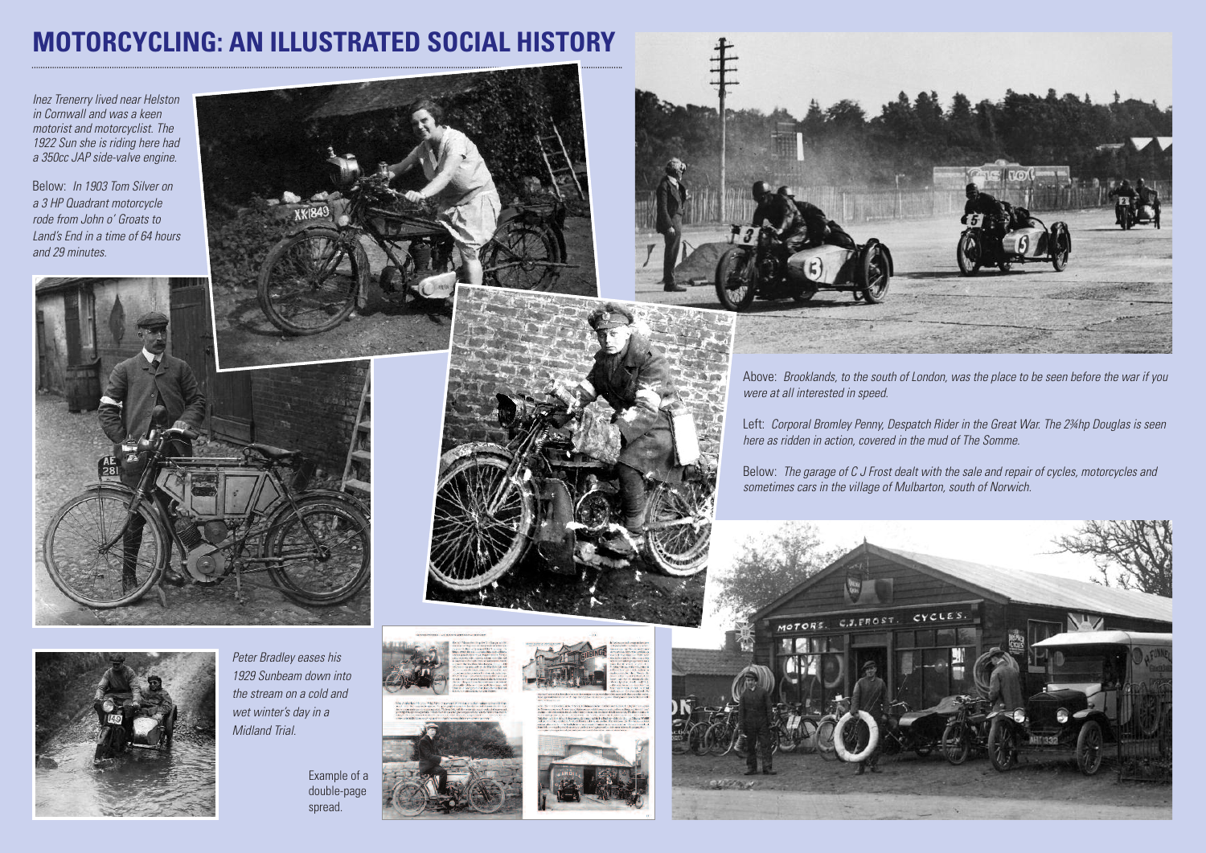# MOTORCYCLING: AN ILLUSTRATED SOCIAL HISTORY

*Inez Trenerry lived near Helston in Cornwall and was a keen motorist and motorcyclist. The 1922 Sun she is riding here had a 350cc JAP side-valve engine.*

Below: *In 1903 Tom Silver on a 3 HP Quadrant motorcycle rode from John o' Groats to Land's End in a time of 64 hours and 29 minutes.*

Above: *Brooklands, to the south of London, was the place to be seen before the war if you were at all interested in speed.*

Left: *Corporal Bromley Penny, Despatch Rider in the Great War. The 2¾hp Douglas is seen here as ridden in action, covered in the mud of The Somme.*

Below: *The garage of C J Frost dealt with the sale and repair of cycles, motorcycles and sometimes cars in the village of Mulbarton, south of Norwich.*

*Peter Bradley eases his 1929 Sunbeam down into the stream on a cold and wet winter's day in a Midland Trial.*

Example of a double-page spread.